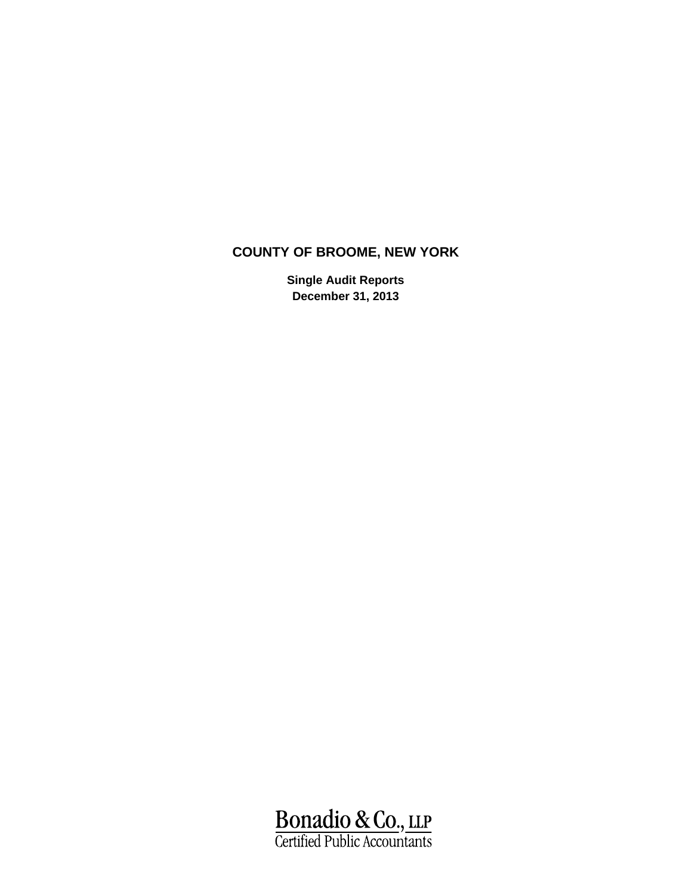# COUNTY OF BROOME, NEW YORK

**Single Audit Reports**
**December 31, 2013**

Bonadio & Co., LLP
Certified Public Accountants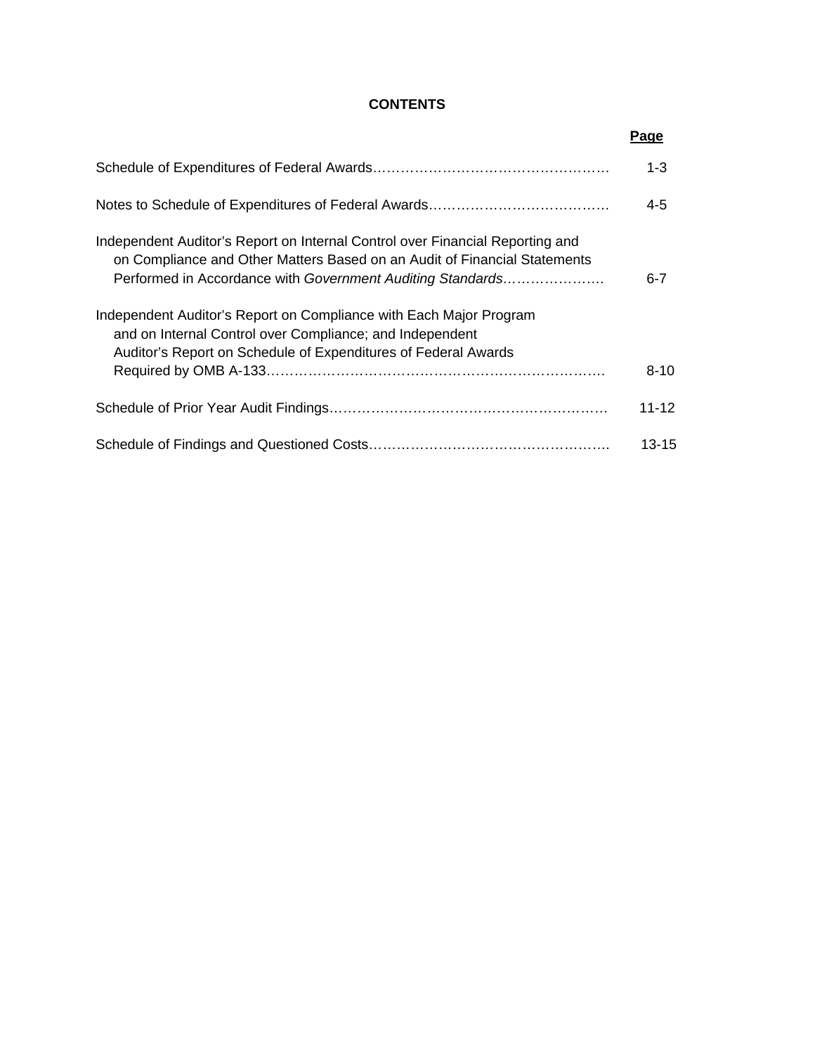# CONTENTS

| | Page |
|---|---|
| Schedule of Expenditures of Federal Awards | 1-3 |
| Notes to Schedule of Expenditures of Federal Awards | 4-5 |
| Independent Auditor’s Report on Internal Control over Financial Reporting and on Compliance and Other Matters Based on an Audit of Financial Statements Performed in Accordance with *Government Auditing Standards* | 6-7 |
| Independent Auditor’s Report on Compliance with Each Major Program and on Internal Control over Compliance; and Independent Auditor’s Report on Schedule of Expenditures of Federal Awards Required by OMB A-133 | 8-10 |
| Schedule of Prior Year Audit Findings | 11-12 |
| Schedule of Findings and Questioned Costs | 13-15 |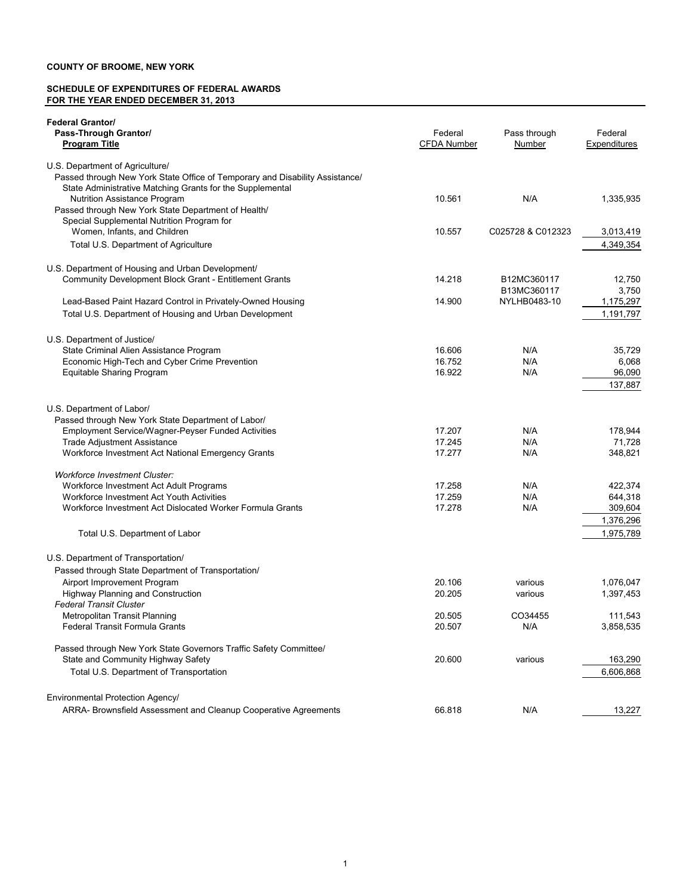**COUNTY OF BROOME, NEW YORK**

**SCHEDULE OF EXPENDITURES OF FEDERAL AWARDS**
**FOR THE YEAR ENDED DECEMBER 31, 2013**

| **Federal Grantor/ Pass-Through Grantor/ Program Title** | Federal CFDA Number | Pass through Number | Federal Expenditures |
|---|---|---|---|
| U.S. Department of Agriculture/ | | | |
| Passed through New York State Office of Temporary and Disability Assistance/ | | | |
| State Administrative Matching Grants for the Supplemental Nutrition Assistance Program | 10.561 | N/A | 1,335,935 |
| Passed through New York State Department of Health/ | | | |
| Special Supplemental Nutrition Program for Women, Infants, and Children | 10.557 | C025728 & C012323 | 3,013,419 |
| Total U.S. Department of Agriculture | | | 4,349,354 |
| U.S. Department of Housing and Urban Development/ | | | |
| Community Development Block Grant - Entitlement Grants | 14.218 | B12MC360117 | 12,750 |
| | | B13MC360117 | 3,750 |
| Lead-Based Paint Hazard Control in Privately-Owned Housing | 14.900 | NYLHB0483-10 | 1,175,297 |
| Total U.S. Department of Housing and Urban Development | | | 1,191,797 |
| U.S. Department of Justice/ | | | |
| State Criminal Alien Assistance Program | 16.606 | N/A | 35,729 |
| Economic High-Tech and Cyber Crime Prevention | 16.752 | N/A | 6,068 |
| Equitable Sharing Program | 16.922 | N/A | 96,090 |
| | | | 137,887 |
| U.S. Department of Labor/ | | | |
| Passed through New York State Department of Labor/ | | | |
| Employment Service/Wagner-Peyser Funded Activities | 17.207 | N/A | 178,944 |
| Trade Adjustment Assistance | 17.245 | N/A | 71,728 |
| Workforce Investment Act National Emergency Grants | 17.277 | N/A | 348,821 |
| *Workforce Investment Cluster:* | | | |
| Workforce Investment Act Adult Programs | 17.258 | N/A | 422,374 |
| Workforce Investment Act Youth Activities | 17.259 | N/A | 644,318 |
| Workforce Investment Act Dislocated Worker Formula Grants | 17.278 | N/A | 309,604 |
| | | | 1,376,296 |
| Total U.S. Department of Labor | | | 1,975,789 |
| U.S. Department of Transportation/ | | | |
| Passed through State Department of Transportation/ | | | |
| Airport Improvement Program | 20.106 | various | 1,076,047 |
| Highway Planning and Construction | 20.205 | various | 1,397,453 |
| *Federal Transit Cluster* | | | |
| Metropolitan Transit Planning | 20.505 | CO34455 | 111,543 |
| Federal Transit Formula Grants | 20.507 | N/A | 3,858,535 |
| Passed through New York State Governors Traffic Safety Committee/ | | | |
| State and Community Highway Safety | 20.600 | various | 163,290 |
| Total U.S. Department of Transportation | | | 6,606,868 |
| Environmental Protection Agency/ | | | |
| ARRA- Brownsfield Assessment and Cleanup Cooperative Agreements | 66.818 | N/A | 13,227 |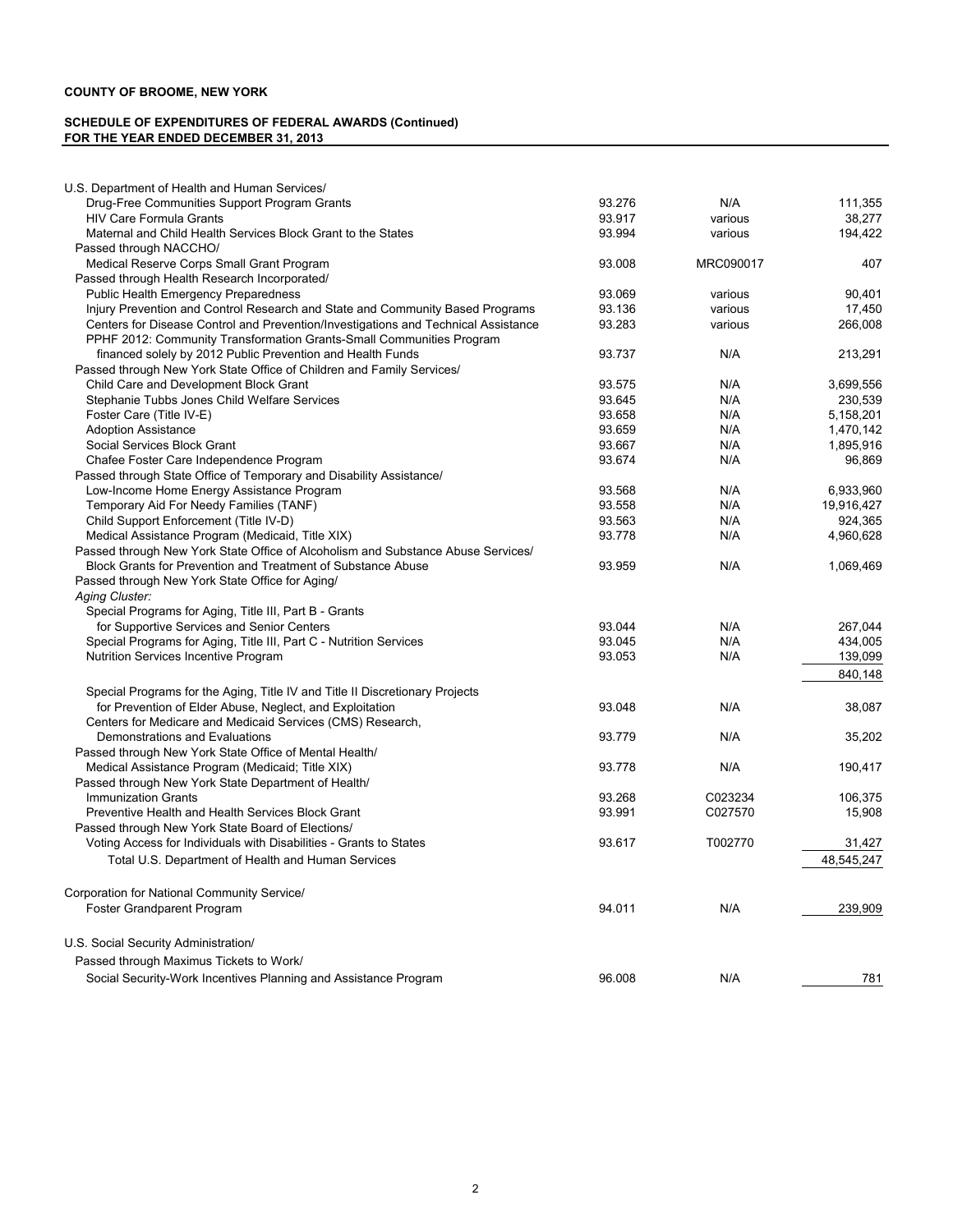**COUNTY OF BROOME, NEW YORK**

**SCHEDULE OF EXPENDITURES OF FEDERAL AWARDS (Continued)**
**FOR THE YEAR ENDED DECEMBER 31, 2013**

| | | | |
|---|---|---|---|
| U.S. Department of Health and Human Services/ | | | |
| Drug-Free Communities Support Program Grants | 93.276 | N/A | 111,355 |
| HIV Care Formula Grants | 93.917 | various | 38,277 |
| Maternal and Child Health Services Block Grant to the States | 93.994 | various | 194,422 |
| Passed through NACCHO/ | | | |
| Medical Reserve Corps Small Grant Program | 93.008 | MRC090017 | 407 |
| Passed through Health Research Incorporated/ | | | |
| Public Health Emergency Preparedness | 93.069 | various | 90,401 |
| Injury Prevention and Control Research and State and Community Based Programs | 93.136 | various | 17,450 |
| Centers for Disease Control and Prevention/Investigations and Technical Assistance | 93.283 | various | 266,008 |
| PPHF 2012: Community Transformation Grants-Small Communities Program financed solely by 2012 Public Prevention and Health Funds | 93.737 | N/A | 213,291 |
| Passed through New York State Office of Children and Family Services/ | | | |
| Child Care and Development Block Grant | 93.575 | N/A | 3,699,556 |
| Stephanie Tubbs Jones Child Welfare Services | 93.645 | N/A | 230,539 |
| Foster Care (Title IV-E) | 93.658 | N/A | 5,158,201 |
| Adoption Assistance | 93.659 | N/A | 1,470,142 |
| Social Services Block Grant | 93.667 | N/A | 1,895,916 |
| Chafee Foster Care Independence Program | 93.674 | N/A | 96,869 |
| Passed through State Office of Temporary and Disability Assistance/ | | | |
| Low-Income Home Energy Assistance Program | 93.568 | N/A | 6,933,960 |
| Temporary Aid For Needy Families (TANF) | 93.558 | N/A | 19,916,427 |
| Child Support Enforcement (Title IV-D) | 93.563 | N/A | 924,365 |
| Medical Assistance Program (Medicaid, Title XIX) | 93.778 | N/A | 4,960,628 |
| Passed through New York State Office of Alcoholism and Substance Abuse Services/ | | | |
| Block Grants for Prevention and Treatment of Substance Abuse | 93.959 | N/A | 1,069,469 |
| Passed through New York State Office for Aging/ | | | |
| *Aging Cluster:* | | | |
| Special Programs for Aging, Title III, Part B - Grants for Supportive Services and Senior Centers | 93.044 | N/A | 267,044 |
| Special Programs for Aging, Title III, Part C - Nutrition Services | 93.045 | N/A | 434,005 |
| Nutrition Services Incentive Program | 93.053 | N/A | 139,099 |
| | | | 840,148 |
| Special Programs for the Aging, Title IV and Title II Discretionary Projects for Prevention of Elder Abuse, Neglect, and Exploitation | 93.048 | N/A | 38,087 |
| Centers for Medicare and Medicaid Services (CMS) Research, Demonstrations and Evaluations | 93.779 | N/A | 35,202 |
| Passed through New York State Office of Mental Health/ | | | |
| Medical Assistance Program (Medicaid; Title XIX) | 93.778 | N/A | 190,417 |
| Passed through New York State Department of Health/ | | | |
| Immunization Grants | 93.268 | C023234 | 106,375 |
| Preventive Health and Health Services Block Grant | 93.991 | C027570 | 15,908 |
| Passed through New York State Board of Elections/ | | | |
| Voting Access for Individuals with Disabilities - Grants to States | 93.617 | T002770 | 31,427 |
| Total U.S. Department of Health and Human Services | | | 48,545,247 |
| | | | |
| Corporation for National Community Service/ | | | |
| Foster Grandparent Program | 94.011 | N/A | 239,909 |
| | | | |
| U.S. Social Security Administration/ | | | |
| Passed through Maximus Tickets to Work/ | | | |
| Social Security-Work Incentives Planning and Assistance Program | 96.008 | N/A | 781 |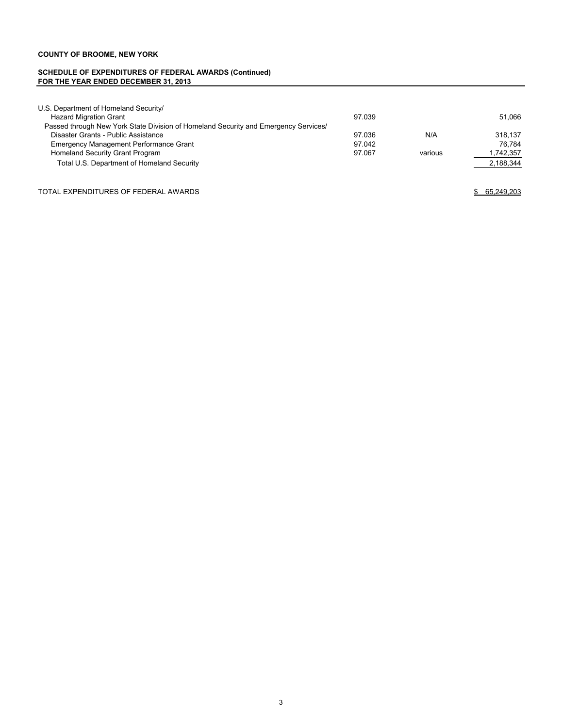**COUNTY OF BROOME, NEW YORK**

**SCHEDULE OF EXPENDITURES OF FEDERAL AWARDS (Continued)**
**FOR THE YEAR ENDED DECEMBER 31, 2013**

| | | | |
|---|---|---|---|
| U.S. Department of Homeland Security/ | | | |
| Hazard Migration Grant | 97.039 | | 51,066 |
| Passed through New York State Division of Homeland Security and Emergency Services/ | | | |
| Disaster Grants - Public Assistance | 97.036 | N/A | 318,137 |
| Emergency Management Performance Grant | 97.042 | | 76,784 |
| Homeland Security Grant Program | 97.067 | various | 1,742,357 |
| Total U.S. Department of Homeland Security | | | 2,188,344 |
| | | | |
| TOTAL EXPENDITURES OF FEDERAL AWARDS | | | $ 65,249,203 |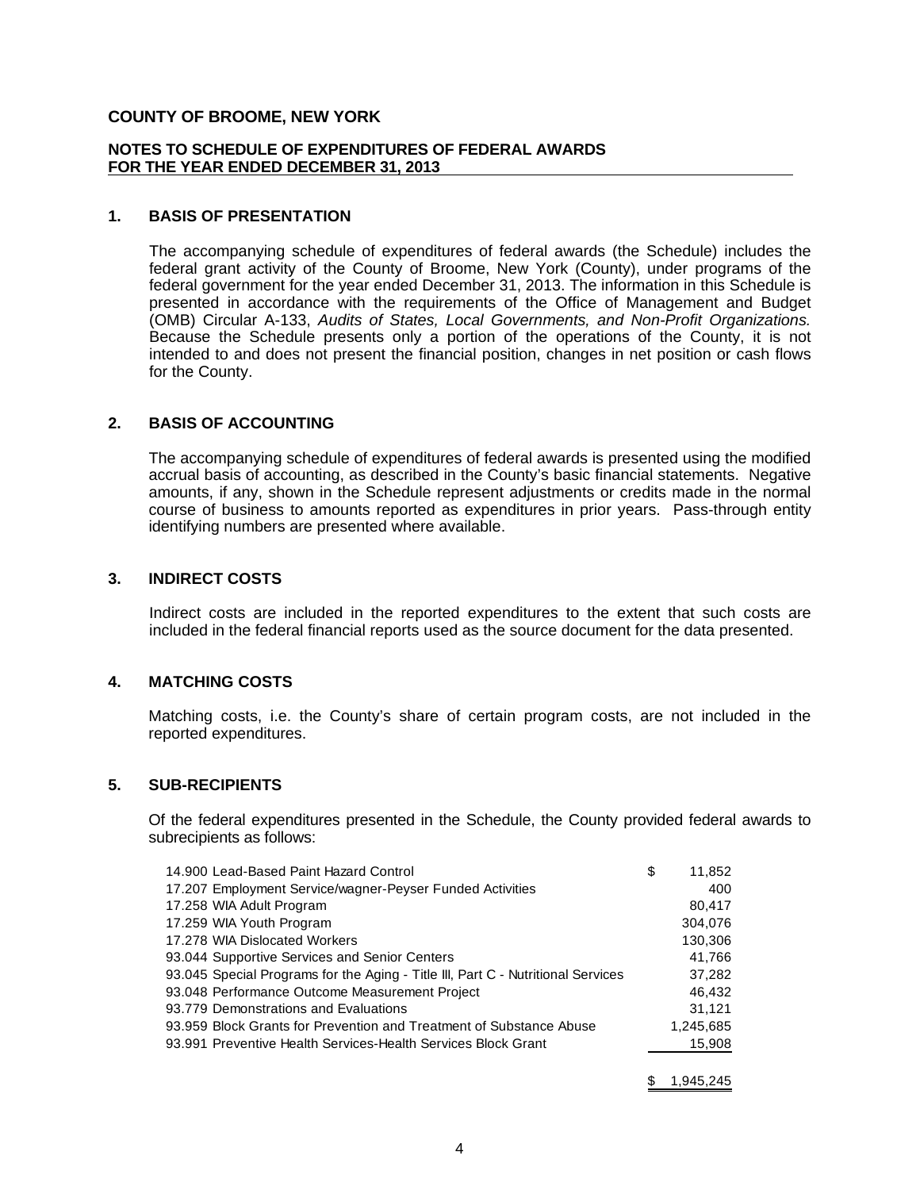**COUNTY OF BROOME, NEW YORK**

**NOTES TO SCHEDULE OF EXPENDITURES OF FEDERAL AWARDS**
**FOR THE YEAR ENDED DECEMBER 31, 2013**

## 1. BASIS OF PRESENTATION

The accompanying schedule of expenditures of federal awards (the Schedule) includes the federal grant activity of the County of Broome, New York (County), under programs of the federal government for the year ended December 31, 2013. The information in this Schedule is presented in accordance with the requirements of the Office of Management and Budget (OMB) Circular A-133, *Audits of States, Local Governments, and Non-Profit Organizations.* Because the Schedule presents only a portion of the operations of the County, it is not intended to and does not present the financial position, changes in net position or cash flows for the County.

## 2. BASIS OF ACCOUNTING

The accompanying schedule of expenditures of federal awards is presented using the modified accrual basis of accounting, as described in the County's basic financial statements. Negative amounts, if any, shown in the Schedule represent adjustments or credits made in the normal course of business to amounts reported as expenditures in prior years. Pass-through entity identifying numbers are presented where available.

## 3. INDIRECT COSTS

Indirect costs are included in the reported expenditures to the extent that such costs are included in the federal financial reports used as the source document for the data presented.

## 4. MATCHING COSTS

Matching costs, i.e. the County's share of certain program costs, are not included in the reported expenditures.

## 5. SUB-RECIPIENTS

Of the federal expenditures presented in the Schedule, the County provided federal awards to subrecipients as follows:

| Program | Amount |
|---|---|
| 14.900 Lead-Based Paint Hazard Control | $ 11,852 |
| 17.207 Employment Service/wagner-Peyser Funded Activities | 400 |
| 17.258 WIA Adult Program | 80,417 |
| 17.259 WIA Youth Program | 304,076 |
| 17.278 WIA Dislocated Workers | 130,306 |
| 93.044 Supportive Services and Senior Centers | 41,766 |
| 93.045 Special Programs for the Aging - Title III, Part C - Nutritional Services | 37,282 |
| 93.048 Performance Outcome Measurement Project | 46,432 |
| 93.779 Demonstrations and Evaluations | 31,121 |
| 93.959 Block Grants for Prevention and Treatment of Substance Abuse | 1,245,685 |
| 93.991 Preventive Health Services-Health Services Block Grant | 15,908 |
| | $ 1,945,245 |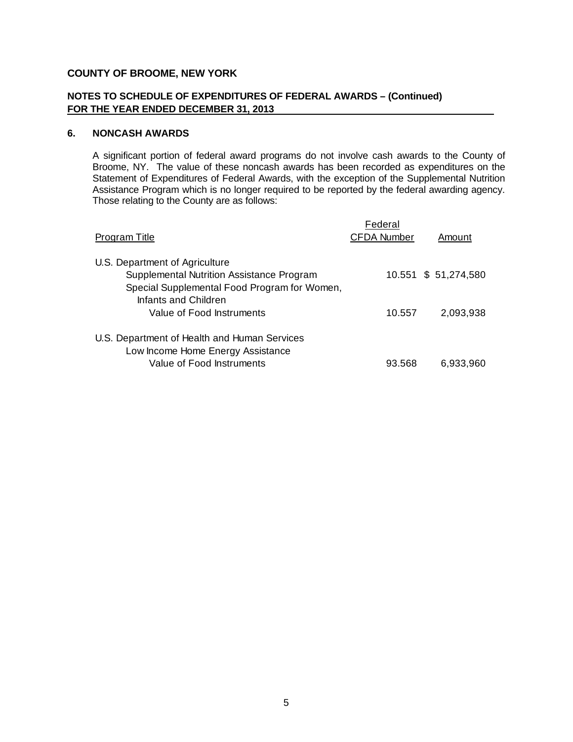**COUNTY OF BROOME, NEW YORK**

**NOTES TO SCHEDULE OF EXPENDITURES OF FEDERAL AWARDS – (Continued)**
**FOR THE YEAR ENDED DECEMBER 31, 2013**

## 6. NONCASH AWARDS

A significant portion of federal award programs do not involve cash awards to the County of Broome, NY. The value of these noncash awards has been recorded as expenditures on the Statement of Expenditures of Federal Awards, with the exception of the Supplemental Nutrition Assistance Program which is no longer required to be reported by the federal awarding agency. Those relating to the County are as follows:

| Program Title | Federal CFDA Number | Amount |
|---|---|---|
| U.S. Department of Agriculture | | |
| Supplemental Nutrition Assistance Program | 10.551 | $ 51,274,580 |
| Special Supplemental Food Program for Women, Infants and Children | | |
| Value of Food Instruments | 10.557 | 2,093,938 |
| U.S. Department of Health and Human Services | | |
| Low Income Home Energy Assistance | | |
| Value of Food Instruments | 93.568 | 6,933,960 |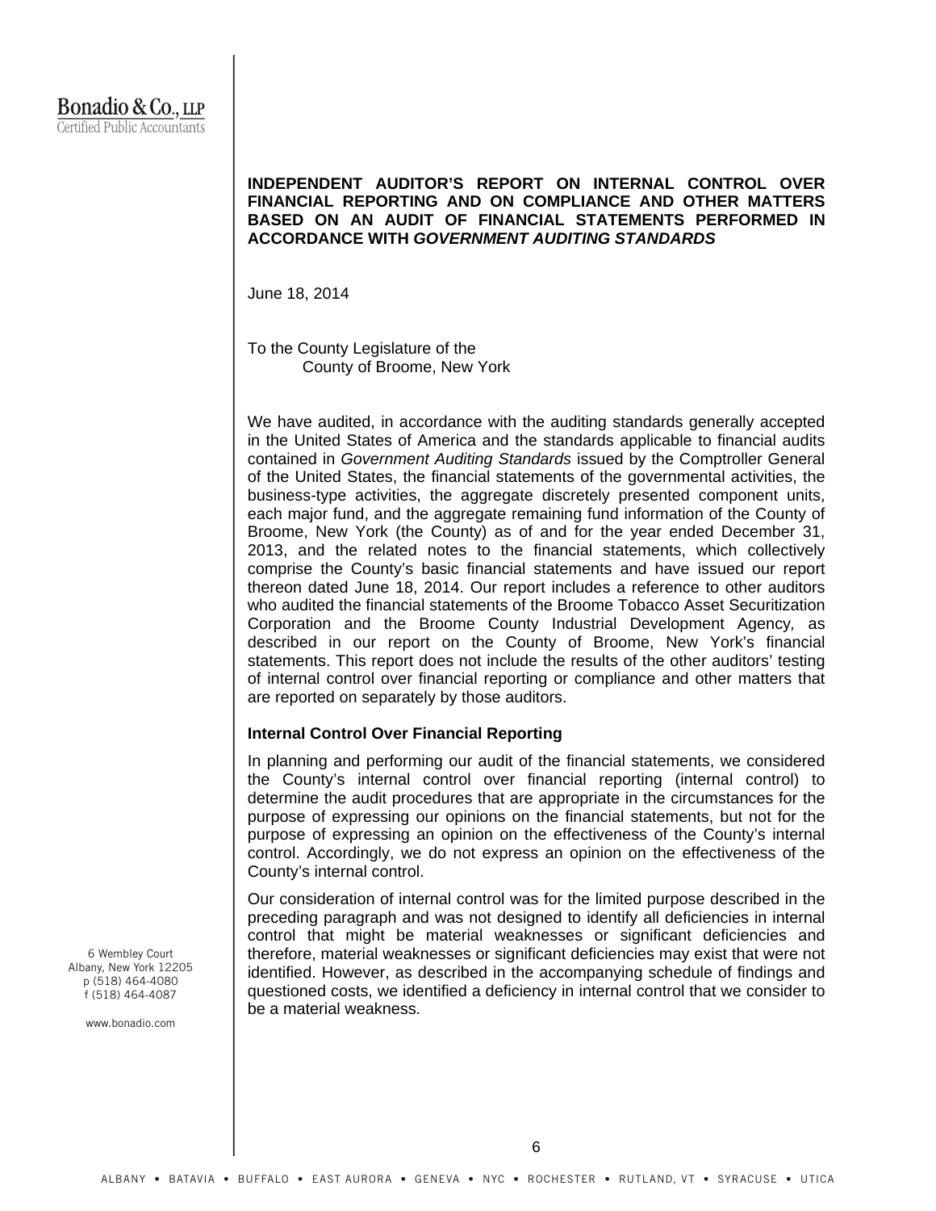Bonadio & Co., LLP
Certified Public Accountants

**INDEPENDENT AUDITOR'S REPORT ON INTERNAL CONTROL OVER FINANCIAL REPORTING AND ON COMPLIANCE AND OTHER MATTERS BASED ON AN AUDIT OF FINANCIAL STATEMENTS PERFORMED IN ACCORDANCE WITH *GOVERNMENT AUDITING STANDARDS***

June 18, 2014

To the County Legislature of the
County of Broome, New York

We have audited, in accordance with the auditing standards generally accepted in the United States of America and the standards applicable to financial audits contained in *Government Auditing Standards* issued by the Comptroller General of the United States, the financial statements of the governmental activities, the business-type activities, the aggregate discretely presented component units, each major fund, and the aggregate remaining fund information of the County of Broome, New York (the County) as of and for the year ended December 31, 2013, and the related notes to the financial statements, which collectively comprise the County's basic financial statements and have issued our report thereon dated June 18, 2014. Our report includes a reference to other auditors who audited the financial statements of the Broome Tobacco Asset Securitization Corporation and the Broome County Industrial Development Agency, as described in our report on the County of Broome, New York's financial statements. This report does not include the results of the other auditors' testing of internal control over financial reporting or compliance and other matters that are reported on separately by those auditors.

**Internal Control Over Financial Reporting**

In planning and performing our audit of the financial statements, we considered the County's internal control over financial reporting (internal control) to determine the audit procedures that are appropriate in the circumstances for the purpose of expressing our opinions on the financial statements, but not for the purpose of expressing an opinion on the effectiveness of the County's internal control. Accordingly, we do not express an opinion on the effectiveness of the County's internal control.

Our consideration of internal control was for the limited purpose described in the preceding paragraph and was not designed to identify all deficiencies in internal control that might be material weaknesses or significant deficiencies and therefore, material weaknesses or significant deficiencies may exist that were not identified. However, as described in the accompanying schedule of findings and questioned costs, we identified a deficiency in internal control that we consider to be a material weakness.

6 Wembley Court
Albany, New York 12205
p (518) 464-4080
f (518) 464-4087

www.bonadio.com

ALBANY • BATAVIA • BUFFALO • EAST AURORA • GENEVA • NYC • ROCHESTER • RUTLAND, VT • SYRACUSE • UTICA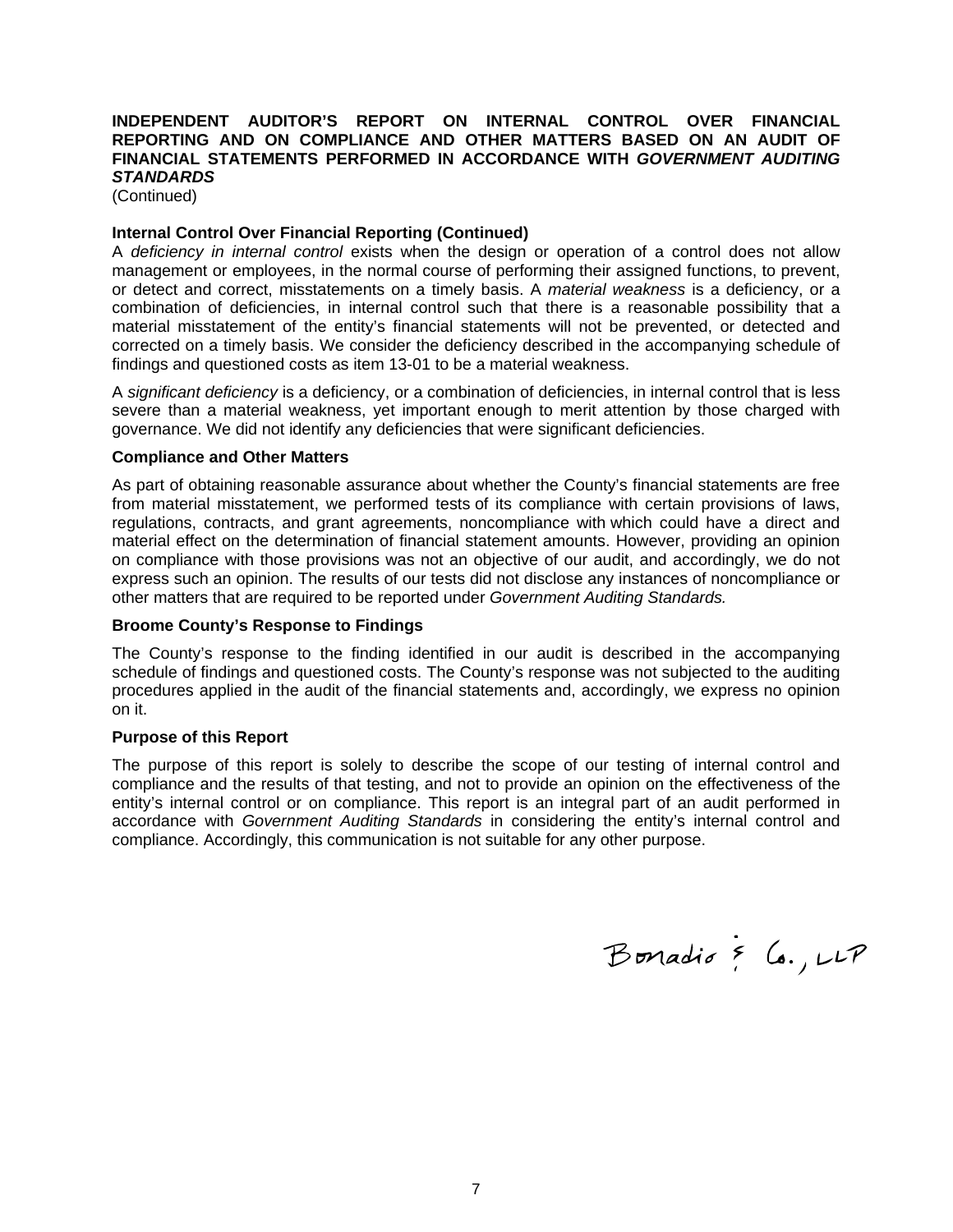**INDEPENDENT AUDITOR'S REPORT ON INTERNAL CONTROL OVER FINANCIAL REPORTING AND ON COMPLIANCE AND OTHER MATTERS BASED ON AN AUDIT OF FINANCIAL STATEMENTS PERFORMED IN ACCORDANCE WITH *GOVERNMENT AUDITING STANDARDS***
(Continued)

**Internal Control Over Financial Reporting (Continued)**

A *deficiency in internal control* exists when the design or operation of a control does not allow management or employees, in the normal course of performing their assigned functions, to prevent, or detect and correct, misstatements on a timely basis. A *material weakness* is a deficiency, or a combination of deficiencies, in internal control such that there is a reasonable possibility that a material misstatement of the entity's financial statements will not be prevented, or detected and corrected on a timely basis. We consider the deficiency described in the accompanying schedule of findings and questioned costs as item 13-01 to be a material weakness.

A *significant deficiency* is a deficiency, or a combination of deficiencies, in internal control that is less severe than a material weakness, yet important enough to merit attention by those charged with governance. We did not identify any deficiencies that were significant deficiencies.

**Compliance and Other Matters**

As part of obtaining reasonable assurance about whether the County's financial statements are free from material misstatement, we performed tests of its compliance with certain provisions of laws, regulations, contracts, and grant agreements, noncompliance with which could have a direct and material effect on the determination of financial statement amounts. However, providing an opinion on compliance with those provisions was not an objective of our audit, and accordingly, we do not express such an opinion. The results of our tests did not disclose any instances of noncompliance or other matters that are required to be reported under *Government Auditing Standards.*

**Broome County's Response to Findings**

The County's response to the finding identified in our audit is described in the accompanying schedule of findings and questioned costs. The County's response was not subjected to the auditing procedures applied in the audit of the financial statements and, accordingly, we express no opinion on it.

**Purpose of this Report**

The purpose of this report is solely to describe the scope of our testing of internal control and compliance and the results of that testing, and not to provide an opinion on the effectiveness of the entity's internal control or on compliance. This report is an integral part of an audit performed in accordance with *Government Auditing Standards* in considering the entity's internal control and compliance. Accordingly, this communication is not suitable for any other purpose.

Bonadio & Co., LLP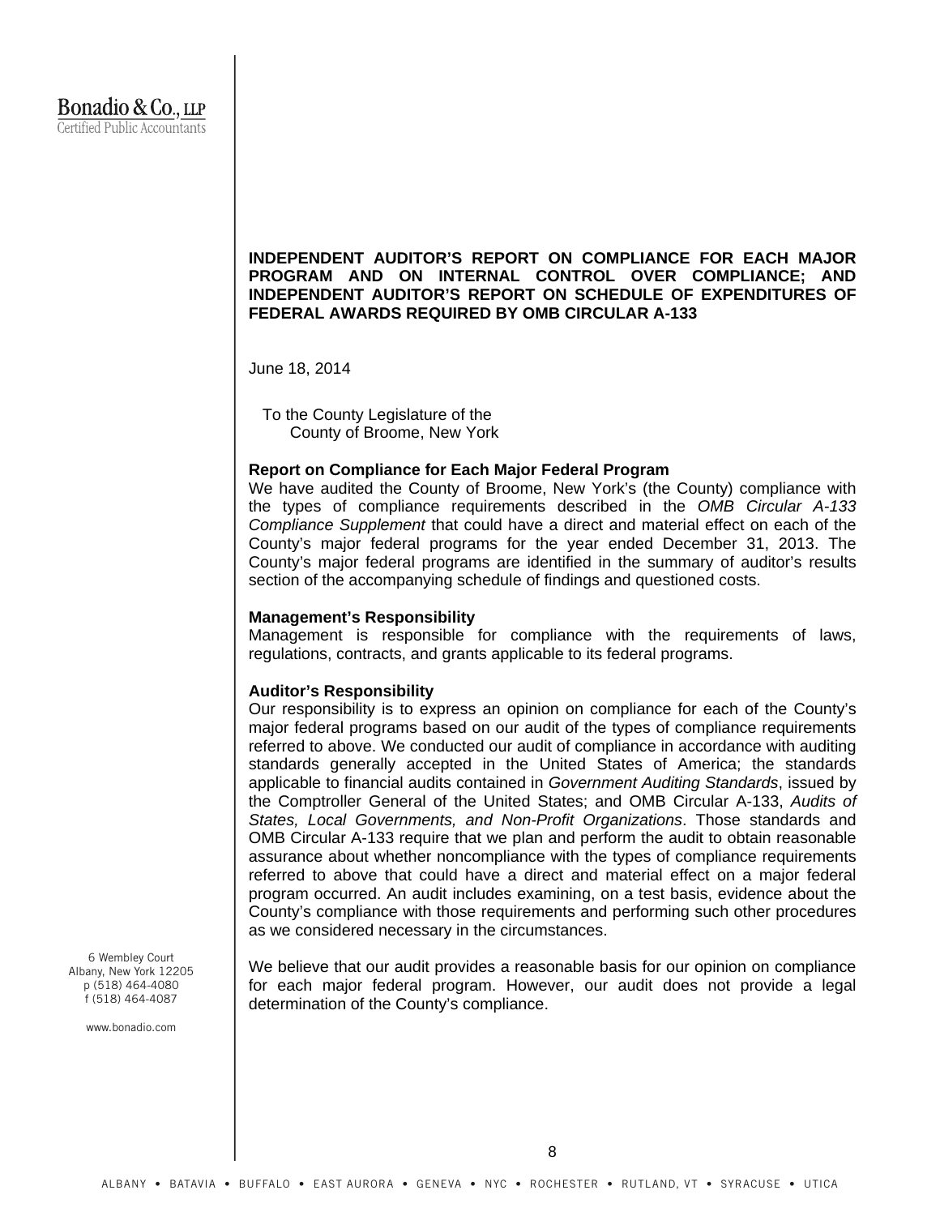Bonadio & Co., LLP
Certified Public Accountants

**INDEPENDENT AUDITOR'S REPORT ON COMPLIANCE FOR EACH MAJOR PROGRAM AND ON INTERNAL CONTROL OVER COMPLIANCE; AND INDEPENDENT AUDITOR'S REPORT ON SCHEDULE OF EXPENDITURES OF FEDERAL AWARDS REQUIRED BY OMB CIRCULAR A-133**

June 18, 2014

To the County Legislature of the
County of Broome, New York

**Report on Compliance for Each Major Federal Program**

We have audited the County of Broome, New York's (the County) compliance with the types of compliance requirements described in the *OMB Circular A-133 Compliance Supplement* that could have a direct and material effect on each of the County's major federal programs for the year ended December 31, 2013. The County's major federal programs are identified in the summary of auditor's results section of the accompanying schedule of findings and questioned costs.

**Management's Responsibility**

Management is responsible for compliance with the requirements of laws, regulations, contracts, and grants applicable to its federal programs.

**Auditor's Responsibility**

Our responsibility is to express an opinion on compliance for each of the County's major federal programs based on our audit of the types of compliance requirements referred to above. We conducted our audit of compliance in accordance with auditing standards generally accepted in the United States of America; the standards applicable to financial audits contained in *Government Auditing Standards*, issued by the Comptroller General of the United States; and OMB Circular A-133, *Audits of States, Local Governments, and Non-Profit Organizations*. Those standards and OMB Circular A-133 require that we plan and perform the audit to obtain reasonable assurance about whether noncompliance with the types of compliance requirements referred to above that could have a direct and material effect on a major federal program occurred. An audit includes examining, on a test basis, evidence about the County's compliance with those requirements and performing such other procedures as we considered necessary in the circumstances.

We believe that our audit provides a reasonable basis for our opinion on compliance for each major federal program. However, our audit does not provide a legal determination of the County's compliance.

6 Wembley Court
Albany, New York 12205
p (518) 464-4080
f (518) 464-4087

www.bonadio.com

ALBANY • BATAVIA • BUFFALO • EAST AURORA • GENEVA • NYC • ROCHESTER • RUTLAND, VT • SYRACUSE • UTICA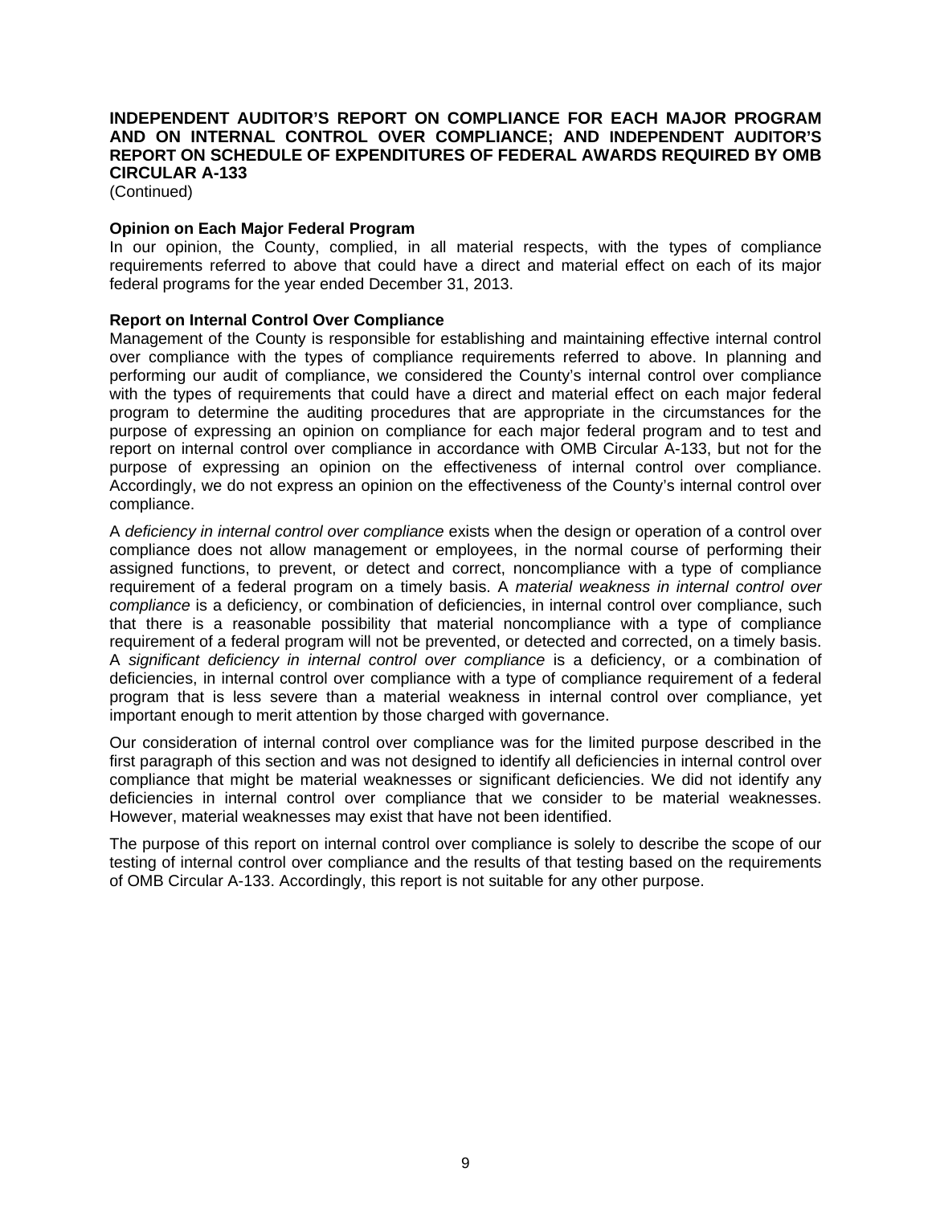**INDEPENDENT AUDITOR'S REPORT ON COMPLIANCE FOR EACH MAJOR PROGRAM AND ON INTERNAL CONTROL OVER COMPLIANCE; AND INDEPENDENT AUDITOR'S REPORT ON SCHEDULE OF EXPENDITURES OF FEDERAL AWARDS REQUIRED BY OMB CIRCULAR A-133**
(Continued)

**Opinion on Each Major Federal Program**
In our opinion, the County, complied, in all material respects, with the types of compliance requirements referred to above that could have a direct and material effect on each of its major federal programs for the year ended December 31, 2013.

**Report on Internal Control Over Compliance**
Management of the County is responsible for establishing and maintaining effective internal control over compliance with the types of compliance requirements referred to above. In planning and performing our audit of compliance, we considered the County's internal control over compliance with the types of requirements that could have a direct and material effect on each major federal program to determine the auditing procedures that are appropriate in the circumstances for the purpose of expressing an opinion on compliance for each major federal program and to test and report on internal control over compliance in accordance with OMB Circular A-133, but not for the purpose of expressing an opinion on the effectiveness of internal control over compliance. Accordingly, we do not express an opinion on the effectiveness of the County's internal control over compliance.

A *deficiency in internal control over compliance* exists when the design or operation of a control over compliance does not allow management or employees, in the normal course of performing their assigned functions, to prevent, or detect and correct, noncompliance with a type of compliance requirement of a federal program on a timely basis. A *material weakness in internal control over compliance* is a deficiency, or combination of deficiencies, in internal control over compliance, such that there is a reasonable possibility that material noncompliance with a type of compliance requirement of a federal program will not be prevented, or detected and corrected, on a timely basis. A *significant deficiency in internal control over compliance* is a deficiency, or a combination of deficiencies, in internal control over compliance with a type of compliance requirement of a federal program that is less severe than a material weakness in internal control over compliance, yet important enough to merit attention by those charged with governance.

Our consideration of internal control over compliance was for the limited purpose described in the first paragraph of this section and was not designed to identify all deficiencies in internal control over compliance that might be material weaknesses or significant deficiencies. We did not identify any deficiencies in internal control over compliance that we consider to be material weaknesses. However, material weaknesses may exist that have not been identified.

The purpose of this report on internal control over compliance is solely to describe the scope of our testing of internal control over compliance and the results of that testing based on the requirements of OMB Circular A-133. Accordingly, this report is not suitable for any other purpose.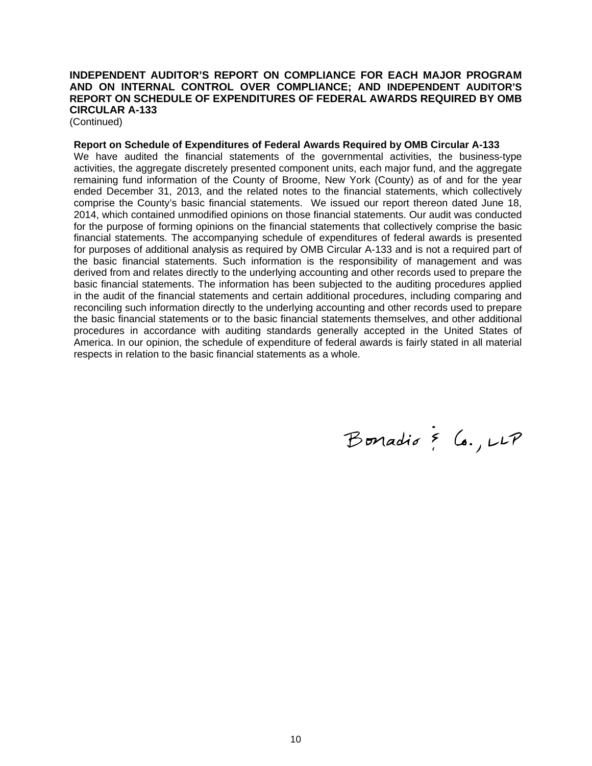**INDEPENDENT AUDITOR'S REPORT ON COMPLIANCE FOR EACH MAJOR PROGRAM AND ON INTERNAL CONTROL OVER COMPLIANCE; AND INDEPENDENT AUDITOR'S REPORT ON SCHEDULE OF EXPENDITURES OF FEDERAL AWARDS REQUIRED BY OMB CIRCULAR A-133**
(Continued)

**Report on Schedule of Expenditures of Federal Awards Required by OMB Circular A-133**

We have audited the financial statements of the governmental activities, the business-type activities, the aggregate discretely presented component units, each major fund, and the aggregate remaining fund information of the County of Broome, New York (County) as of and for the year ended December 31, 2013, and the related notes to the financial statements, which collectively comprise the County's basic financial statements. We issued our report thereon dated June 18, 2014, which contained unmodified opinions on those financial statements. Our audit was conducted for the purpose of forming opinions on the financial statements that collectively comprise the basic financial statements. The accompanying schedule of expenditures of federal awards is presented for purposes of additional analysis as required by OMB Circular A-133 and is not a required part of the basic financial statements. Such information is the responsibility of management and was derived from and relates directly to the underlying accounting and other records used to prepare the basic financial statements. The information has been subjected to the auditing procedures applied in the audit of the financial statements and certain additional procedures, including comparing and reconciling such information directly to the underlying accounting and other records used to prepare the basic financial statements or to the basic financial statements themselves, and other additional procedures in accordance with auditing standards generally accepted in the United States of America. In our opinion, the schedule of expenditure of federal awards is fairly stated in all material respects in relation to the basic financial statements as a whole.

Bonadio & Co., LLP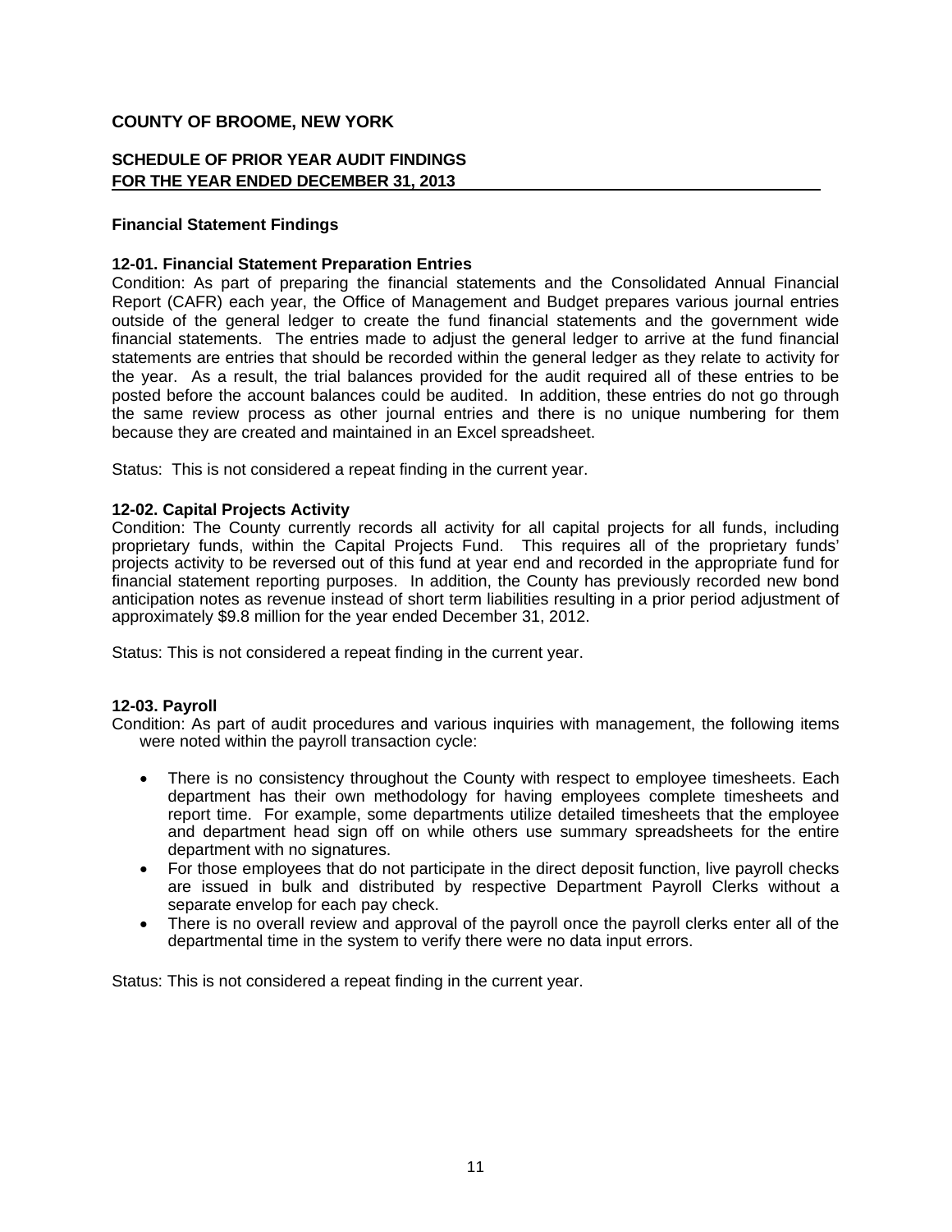# COUNTY OF BROOME, NEW YORK

## SCHEDULE OF PRIOR YEAR AUDIT FINDINGS
## FOR THE YEAR ENDED DECEMBER 31, 2013

### Financial Statement Findings

**12-01. Financial Statement Preparation Entries**

Condition: As part of preparing the financial statements and the Consolidated Annual Financial Report (CAFR) each year, the Office of Management and Budget prepares various journal entries outside of the general ledger to create the fund financial statements and the government wide financial statements. The entries made to adjust the general ledger to arrive at the fund financial statements are entries that should be recorded within the general ledger as they relate to activity for the year. As a result, the trial balances provided for the audit required all of these entries to be posted before the account balances could be audited. In addition, these entries do not go through the same review process as other journal entries and there is no unique numbering for them because they are created and maintained in an Excel spreadsheet.

Status: This is not considered a repeat finding in the current year.

**12-02. Capital Projects Activity**

Condition: The County currently records all activity for all capital projects for all funds, including proprietary funds, within the Capital Projects Fund. This requires all of the proprietary funds' projects activity to be reversed out of this fund at year end and recorded in the appropriate fund for financial statement reporting purposes. In addition, the County has previously recorded new bond anticipation notes as revenue instead of short term liabilities resulting in a prior period adjustment of approximately $9.8 million for the year ended December 31, 2012.

Status: This is not considered a repeat finding in the current year.

**12-03. Payroll**

Condition: As part of audit procedures and various inquiries with management, the following items were noted within the payroll transaction cycle:

- There is no consistency throughout the County with respect to employee timesheets. Each department has their own methodology for having employees complete timesheets and report time. For example, some departments utilize detailed timesheets that the employee and department head sign off on while others use summary spreadsheets for the entire department with no signatures.
- For those employees that do not participate in the direct deposit function, live payroll checks are issued in bulk and distributed by respective Department Payroll Clerks without a separate envelop for each pay check.
- There is no overall review and approval of the payroll once the payroll clerks enter all of the departmental time in the system to verify there were no data input errors.

Status: This is not considered a repeat finding in the current year.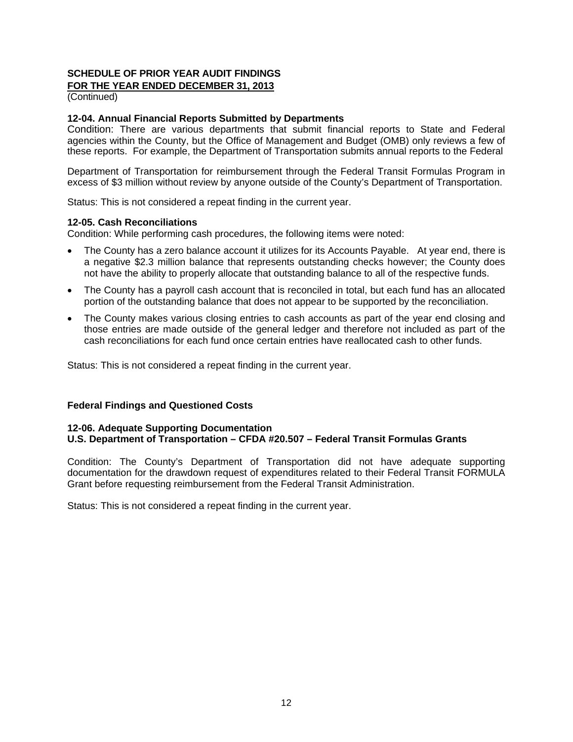**SCHEDULE OF PRIOR YEAR AUDIT FINDINGS**
**FOR THE YEAR ENDED DECEMBER 31, 2013**
(Continued)

**12-04. Annual Financial Reports Submitted by Departments**
Condition: There are various departments that submit financial reports to State and Federal agencies within the County, but the Office of Management and Budget (OMB) only reviews a few of these reports. For example, the Department of Transportation submits annual reports to the Federal

Department of Transportation for reimbursement through the Federal Transit Formulas Program in excess of $3 million without review by anyone outside of the County's Department of Transportation.

Status: This is not considered a repeat finding in the current year.

**12-05. Cash Reconciliations**
Condition: While performing cash procedures, the following items were noted:

- The County has a zero balance account it utilizes for its Accounts Payable. At year end, there is a negative $2.3 million balance that represents outstanding checks however; the County does not have the ability to properly allocate that outstanding balance to all of the respective funds.
- The County has a payroll cash account that is reconciled in total, but each fund has an allocated portion of the outstanding balance that does not appear to be supported by the reconciliation.
- The County makes various closing entries to cash accounts as part of the year end closing and those entries are made outside of the general ledger and therefore not included as part of the cash reconciliations for each fund once certain entries have reallocated cash to other funds.

Status: This is not considered a repeat finding in the current year.

**Federal Findings and Questioned Costs**

**12-06. Adequate Supporting Documentation**
**U.S. Department of Transportation – CFDA #20.507 – Federal Transit Formulas Grants**

Condition: The County's Department of Transportation did not have adequate supporting documentation for the drawdown request of expenditures related to their Federal Transit FORMULA Grant before requesting reimbursement from the Federal Transit Administration.

Status: This is not considered a repeat finding in the current year.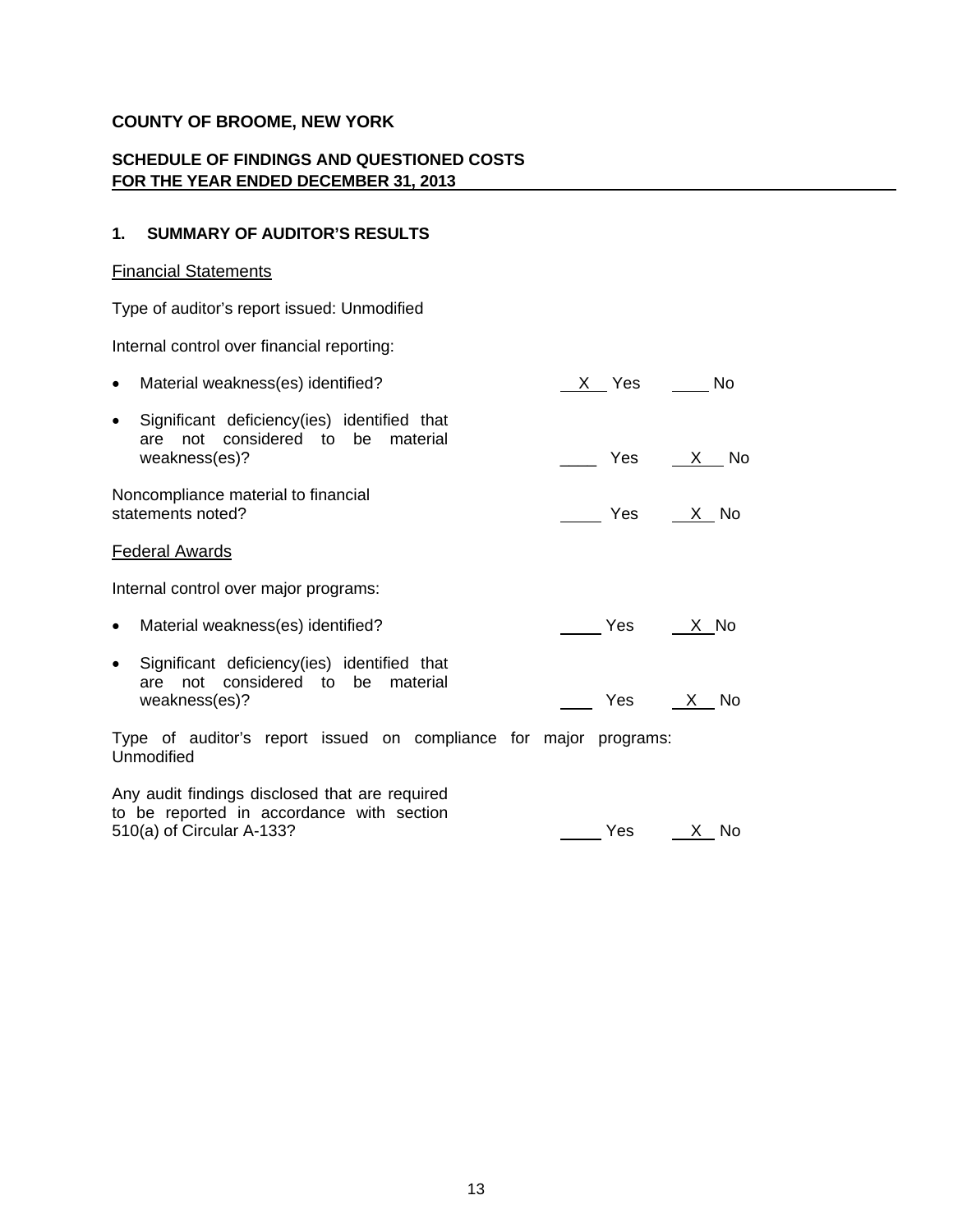**COUNTY OF BROOME, NEW YORK**

**SCHEDULE OF FINDINGS AND QUESTIONED COSTS**
**FOR THE YEAR ENDED DECEMBER 31, 2013**

**1. SUMMARY OF AUDITOR'S RESULTS**

Financial Statements

Type of auditor's report issued: Unmodified

Internal control over financial reporting:

| | Yes | No |
|---|---|---|
| • Material weakness(es) identified? | X | |
| • Significant deficiency(ies) identified that are not considered to be material weakness(es)? | | X |
| Noncompliance material to financial statements noted? | | X |

Federal Awards

Internal control over major programs:

| | Yes | No |
|---|---|---|
| • Material weakness(es) identified? | | X |
| • Significant deficiency(ies) identified that are not considered to be material weakness(es)? | | X |

Type of auditor's report issued on compliance for major programs: Unmodified

| | Yes | No |
|---|---|---|
| Any audit findings disclosed that are required to be reported in accordance with section 510(a) of Circular A-133? | | X |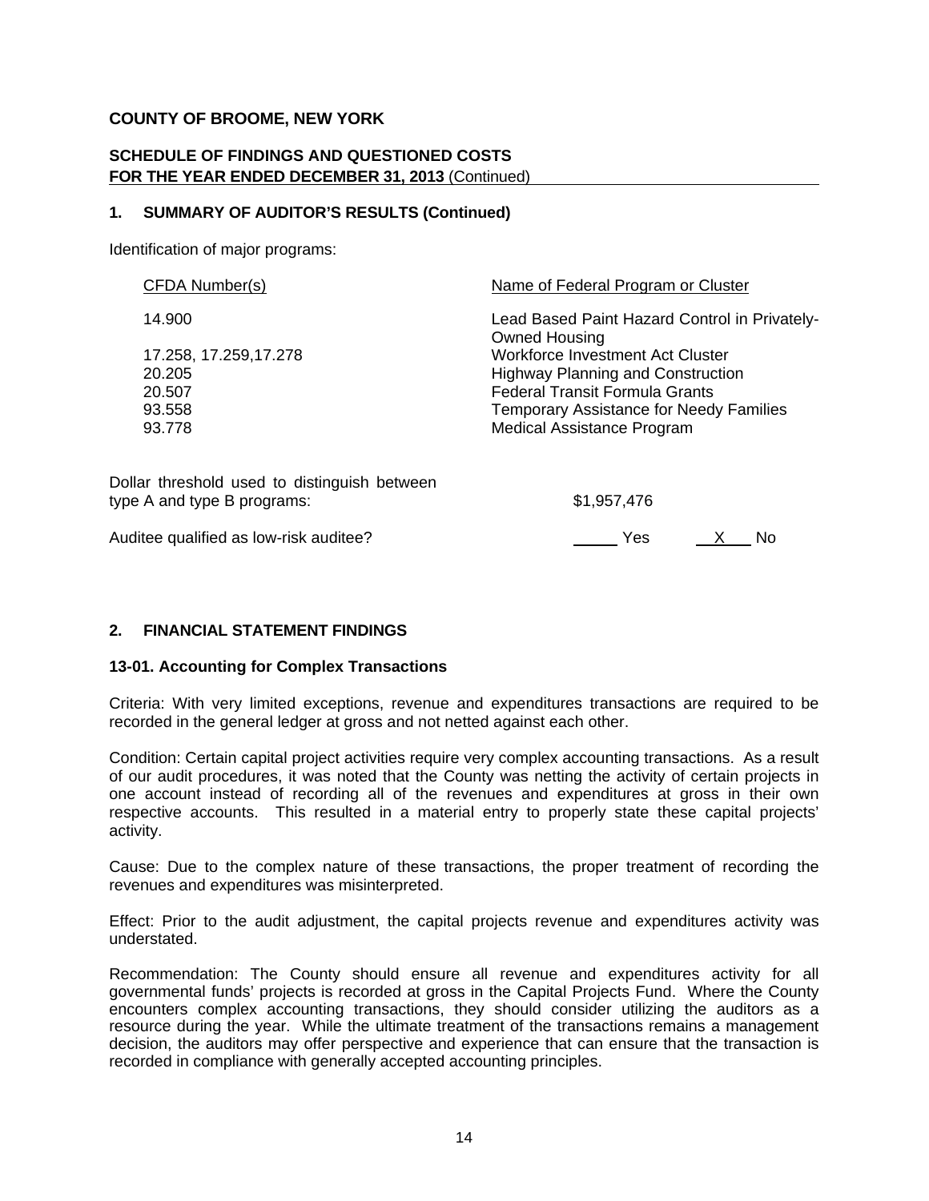**COUNTY OF BROOME, NEW YORK**

**SCHEDULE OF FINDINGS AND QUESTIONED COSTS**
**FOR THE YEAR ENDED DECEMBER 31, 2013** (Continued)

## 1. SUMMARY OF AUDITOR'S RESULTS (Continued)

Identification of major programs:

| CFDA Number(s) | Name of Federal Program or Cluster |
|---|---|
| 14.900 | Lead Based Paint Hazard Control in Privately-Owned Housing |
| 17.258, 17.259,17.278 | Workforce Investment Act Cluster |
| 20.205 | Highway Planning and Construction |
| 20.507 | Federal Transit Formula Grants |
| 93.558 | Temporary Assistance for Needy Families |
| 93.778 | Medical Assistance Program |

Dollar threshold used to distinguish between type A and type B programs: $1,957,476

Auditee qualified as low-risk auditee? ____ Yes __X__ No

## 2. FINANCIAL STATEMENT FINDINGS

### 13-01. Accounting for Complex Transactions

Criteria: With very limited exceptions, revenue and expenditures transactions are required to be recorded in the general ledger at gross and not netted against each other.

Condition: Certain capital project activities require very complex accounting transactions. As a result of our audit procedures, it was noted that the County was netting the activity of certain projects in one account instead of recording all of the revenues and expenditures at gross in their own respective accounts. This resulted in a material entry to properly state these capital projects' activity.

Cause: Due to the complex nature of these transactions, the proper treatment of recording the revenues and expenditures was misinterpreted.

Effect: Prior to the audit adjustment, the capital projects revenue and expenditures activity was understated.

Recommendation: The County should ensure all revenue and expenditures activity for all governmental funds' projects is recorded at gross in the Capital Projects Fund. Where the County encounters complex accounting transactions, they should consider utilizing the auditors as a resource during the year. While the ultimate treatment of the transactions remains a management decision, the auditors may offer perspective and experience that can ensure that the transaction is recorded in compliance with generally accepted accounting principles.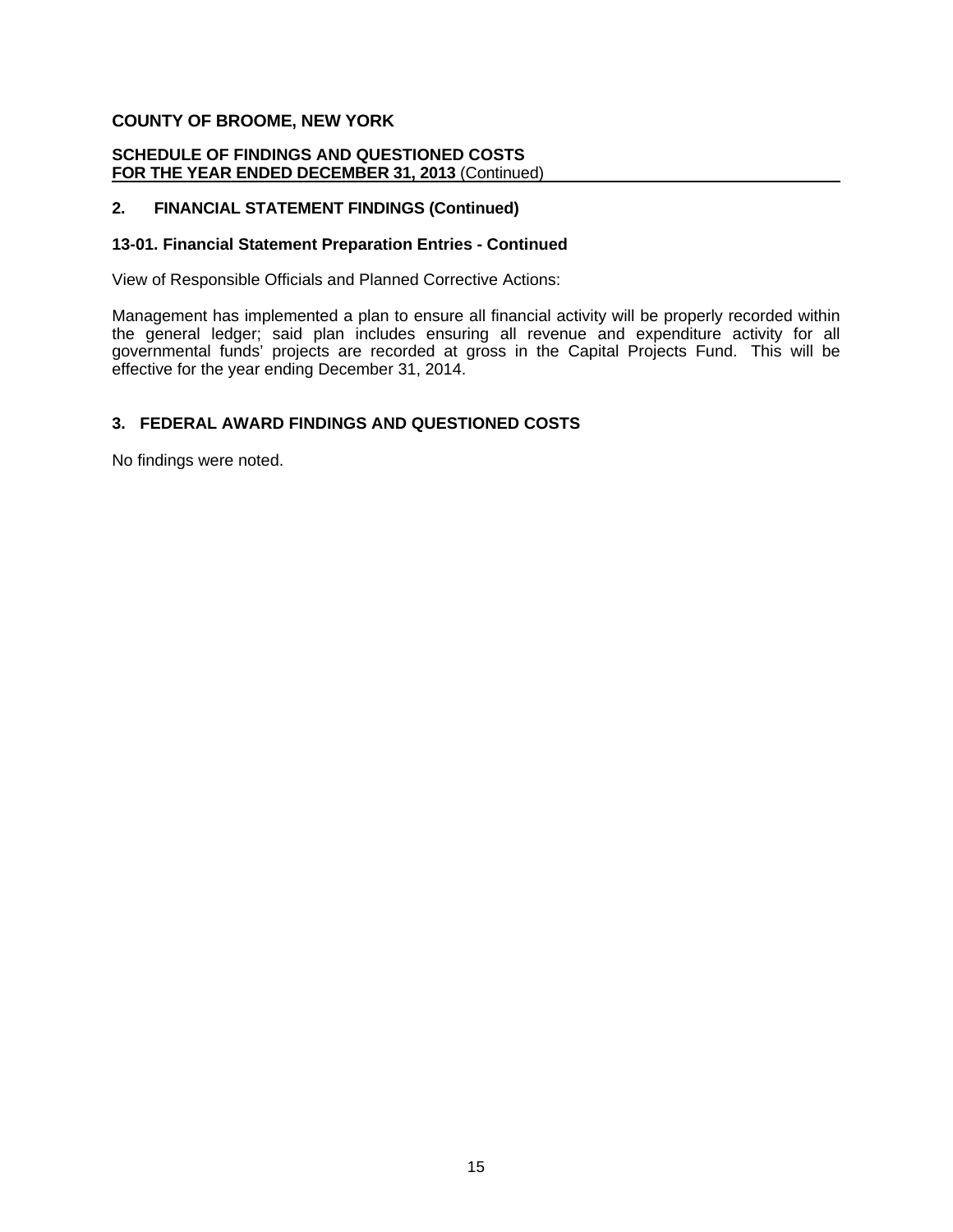# COUNTY OF BROOME, NEW YORK

**SCHEDULE OF FINDINGS AND QUESTIONED COSTS**
**FOR THE YEAR ENDED DECEMBER 31, 2013** (Continued)

## 2. FINANCIAL STATEMENT FINDINGS (Continued)

### 13-01. Financial Statement Preparation Entries - Continued

View of Responsible Officials and Planned Corrective Actions:

Management has implemented a plan to ensure all financial activity will be properly recorded within the general ledger; said plan includes ensuring all revenue and expenditure activity for all governmental funds' projects are recorded at gross in the Capital Projects Fund. This will be effective for the year ending December 31, 2014.

## 3. FEDERAL AWARD FINDINGS AND QUESTIONED COSTS

No findings were noted.